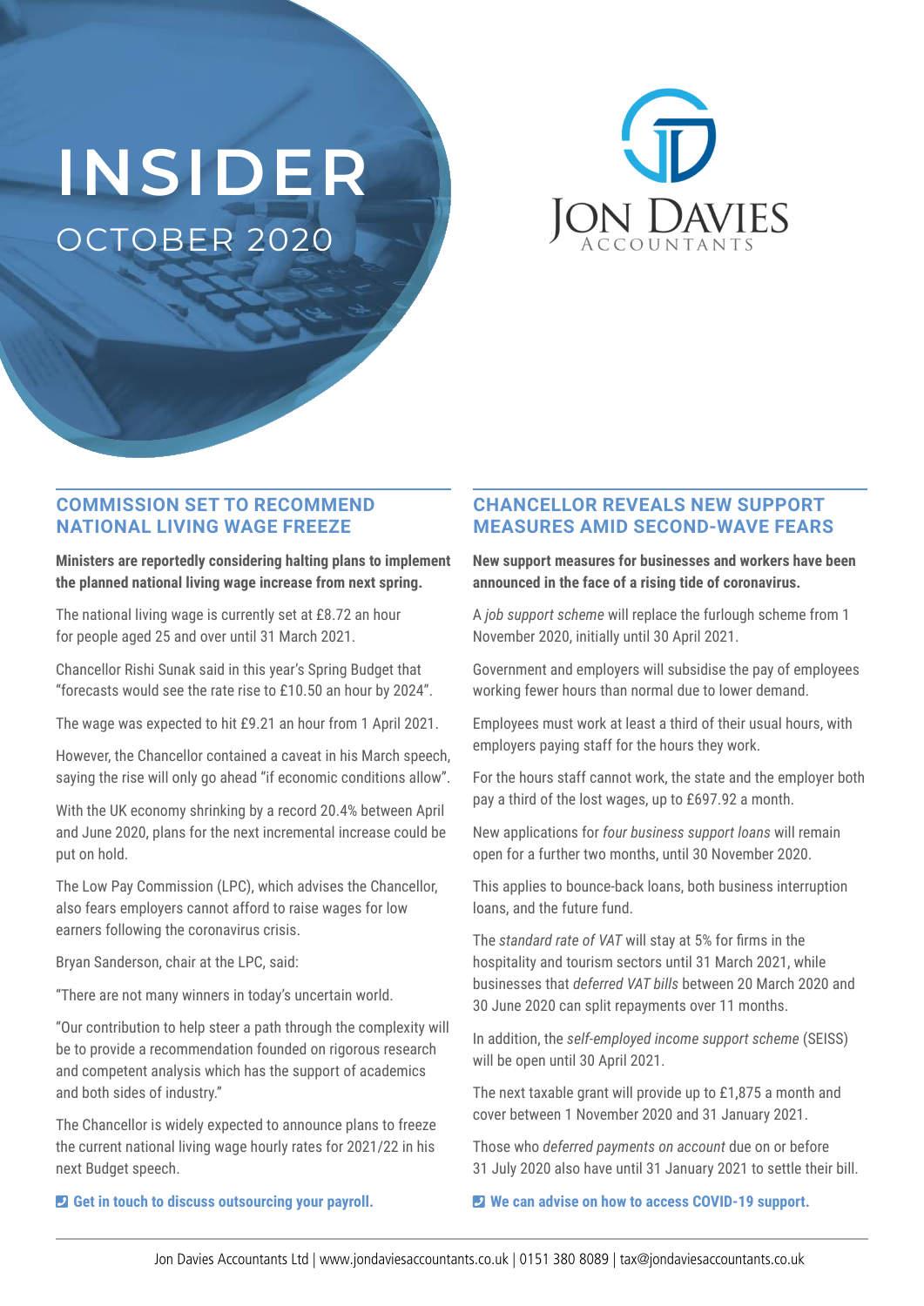# INSIDER

OCTOBER 2020

Jon Davies Accountants

## COMMISSION SET TO RECOMMEND NATIONAL LIVING WAGE FREEZE

**Ministers are reportedly considering halting plans to implement the planned national living wage increase from next spring.**

The national living wage is currently set at £8.72 an hour for people aged 25 and over until 31 March 2021.

Chancellor Rishi Sunak said in this year's Spring Budget that "forecasts would see the rate rise to £10.50 an hour by 2024".

The wage was expected to hit £9.21 an hour from 1 April 2021.

However, the Chancellor contained a caveat in his March speech, saying the rise will only go ahead "if economic conditions allow".

With the UK economy shrinking by a record 20.4% between April and June 2020, plans for the next incremental increase could be put on hold.

The Low Pay Commission (LPC), which advises the Chancellor, also fears employers cannot afford to raise wages for low earners following the coronavirus crisis.

Bryan Sanderson, chair at the LPC, said:

"There are not many winners in today's uncertain world.

"Our contribution to help steer a path through the complexity will be to provide a recommendation founded on rigorous research and competent analysis which has the support of academics and both sides of industry."

The Chancellor is widely expected to announce plans to freeze the current national living wage hourly rates for 2021/22 in his next Budget speech.

**Get in touch to discuss outsourcing your payroll.**

## CHANCELLOR REVEALS NEW SUPPORT MEASURES AMID SECOND-WAVE FEARS

**New support measures for businesses and workers have been announced in the face of a rising tide of coronavirus.**

A *job support scheme* will replace the furlough scheme from 1 November 2020, initially until 30 April 2021.

Government and employers will subsidise the pay of employees working fewer hours than normal due to lower demand.

Employees must work at least a third of their usual hours, with employers paying staff for the hours they work.

For the hours staff cannot work, the state and the employer both pay a third of the lost wages, up to £697.92 a month.

New applications for *four business support loans* will remain open for a further two months, until 30 November 2020.

This applies to bounce-back loans, both business interruption loans, and the future fund.

The *standard rate of VAT* will stay at 5% for firms in the hospitality and tourism sectors until 31 March 2021, while businesses that *deferred VAT bills* between 20 March 2020 and 30 June 2020 can split repayments over 11 months.

In addition, the *self-employed income support scheme* (SEISS) will be open until 30 April 2021.

The next taxable grant will provide up to £1,875 a month and cover between 1 November 2020 and 31 January 2021.

Those who *deferred payments on account* due on or before 31 July 2020 also have until 31 January 2021 to settle their bill.

**We can advise on how to access COVID-19 support.**

Jon Davies Accountants Ltd | www.jondaviesaccountants.co.uk | 0151 380 8089 | tax@jondaviesaccountants.co.uk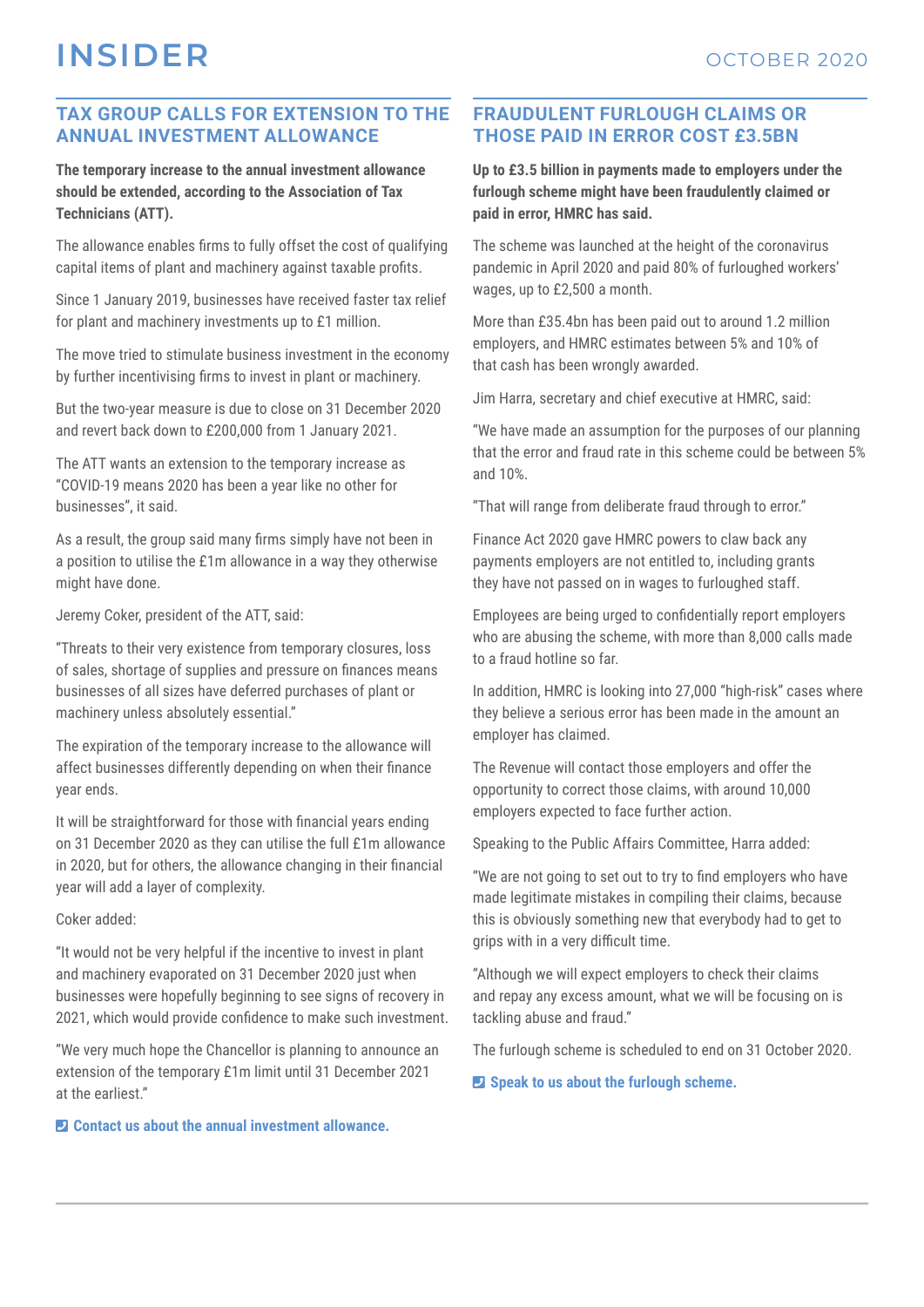## TAX GROUP CALLS FOR EXTENSION TO THE ANNUAL INVESTMENT ALLOWANCE

**The temporary increase to the annual investment allowance should be extended, according to the Association of Tax Technicians (ATT).**

The allowance enables firms to fully offset the cost of qualifying capital items of plant and machinery against taxable profits.

Since 1 January 2019, businesses have received faster tax relief for plant and machinery investments up to £1 million.

The move tried to stimulate business investment in the economy by further incentivising firms to invest in plant or machinery.

But the two-year measure is due to close on 31 December 2020 and revert back down to £200,000 from 1 January 2021.

The ATT wants an extension to the temporary increase as "COVID-19 means 2020 has been a year like no other for businesses", it said.

As a result, the group said many firms simply have not been in a position to utilise the £1m allowance in a way they otherwise might have done.

Jeremy Coker, president of the ATT, said:

"Threats to their very existence from temporary closures, loss of sales, shortage of supplies and pressure on finances means businesses of all sizes have deferred purchases of plant or machinery unless absolutely essential."

The expiration of the temporary increase to the allowance will affect businesses differently depending on when their finance year ends.

It will be straightforward for those with financial years ending on 31 December 2020 as they can utilise the full £1m allowance in 2020, but for others, the allowance changing in their financial year will add a layer of complexity.

Coker added:

"It would not be very helpful if the incentive to invest in plant and machinery evaporated on 31 December 2020 just when businesses were hopefully beginning to see signs of recovery in 2021, which would provide confidence to make such investment.

"We very much hope the Chancellor is planning to announce an extension of the temporary £1m limit until 31 December 2021 at the earliest."

**Contact us about the annual investment allowance.**

## FRAUDULENT FURLOUGH CLAIMS OR THOSE PAID IN ERROR COST £3.5BN

**Up to £3.5 billion in payments made to employers under the furlough scheme might have been fraudulently claimed or paid in error, HMRC has said.**

The scheme was launched at the height of the coronavirus pandemic in April 2020 and paid 80% of furloughed workers' wages, up to £2,500 a month.

More than £35.4bn has been paid out to around 1.2 million employers, and HMRC estimates between 5% and 10% of that cash has been wrongly awarded.

Jim Harra, secretary and chief executive at HMRC, said:

"We have made an assumption for the purposes of our planning that the error and fraud rate in this scheme could be between 5% and 10%.

"That will range from deliberate fraud through to error."

Finance Act 2020 gave HMRC powers to claw back any payments employers are not entitled to, including grants they have not passed on in wages to furloughed staff.

Employees are being urged to confidentially report employers who are abusing the scheme, with more than 8,000 calls made to a fraud hotline so far.

In addition, HMRC is looking into 27,000 "high-risk" cases where they believe a serious error has been made in the amount an employer has claimed.

The Revenue will contact those employers and offer the opportunity to correct those claims, with around 10,000 employers expected to face further action.

Speaking to the Public Affairs Committee, Harra added:

"We are not going to set out to try to find employers who have made legitimate mistakes in compiling their claims, because this is obviously something new that everybody had to get to grips with in a very difficult time.

"Although we will expect employers to check their claims and repay any excess amount, what we will be focusing on is tackling abuse and fraud."

The furlough scheme is scheduled to end on 31 October 2020.

**Speak to us about the furlough scheme.**